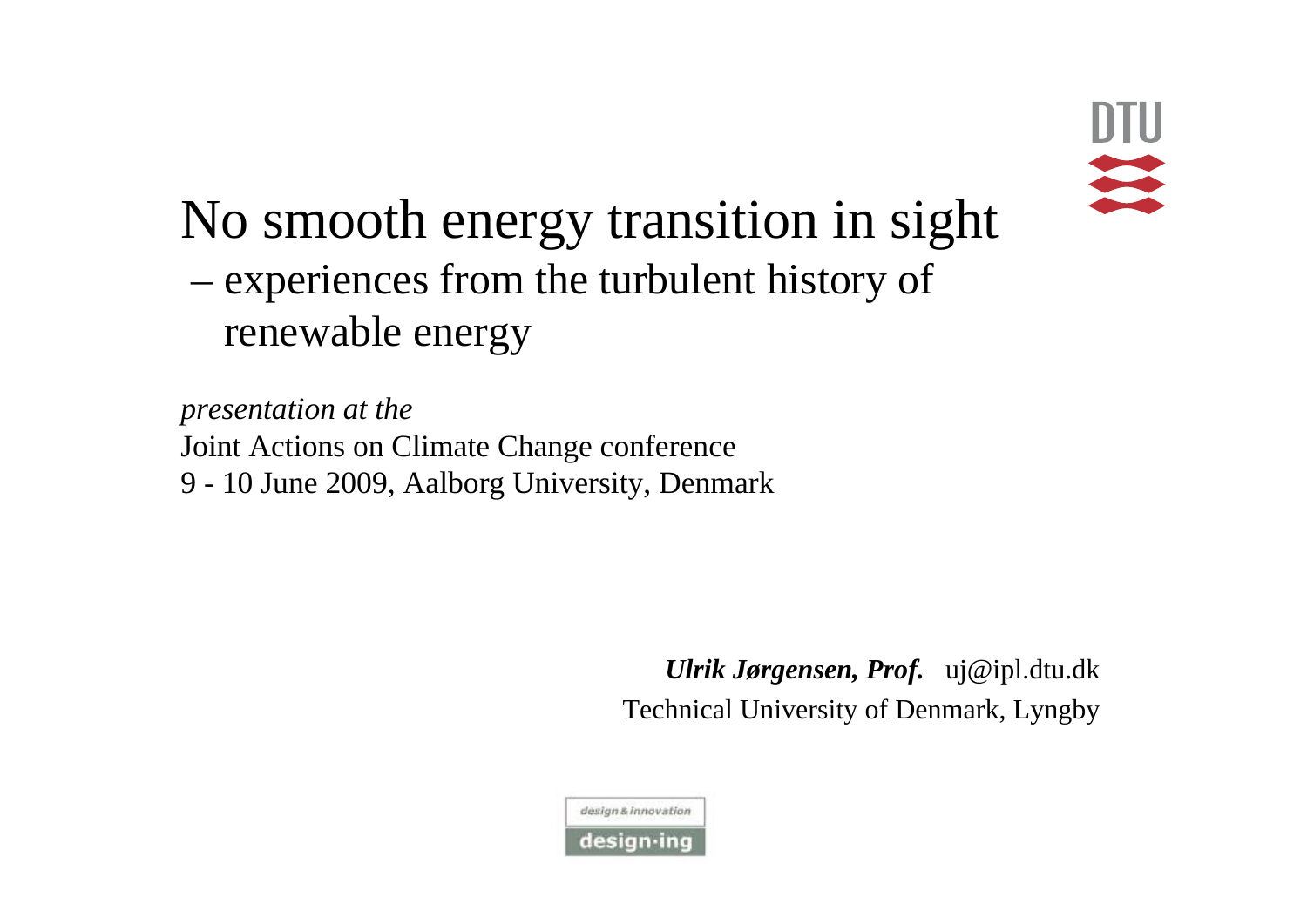# No smooth energy transition in sight

– experiences from the turbulent history of renewable energy

*presentation at the*
Joint Actions on Climate Change conference
9 - 10 June 2009, Aalborg University, Denmark

***Ulrik Jørgensen, Prof.*** uj@ipl.dtu.dk
Technical University of Denmark, Lyngby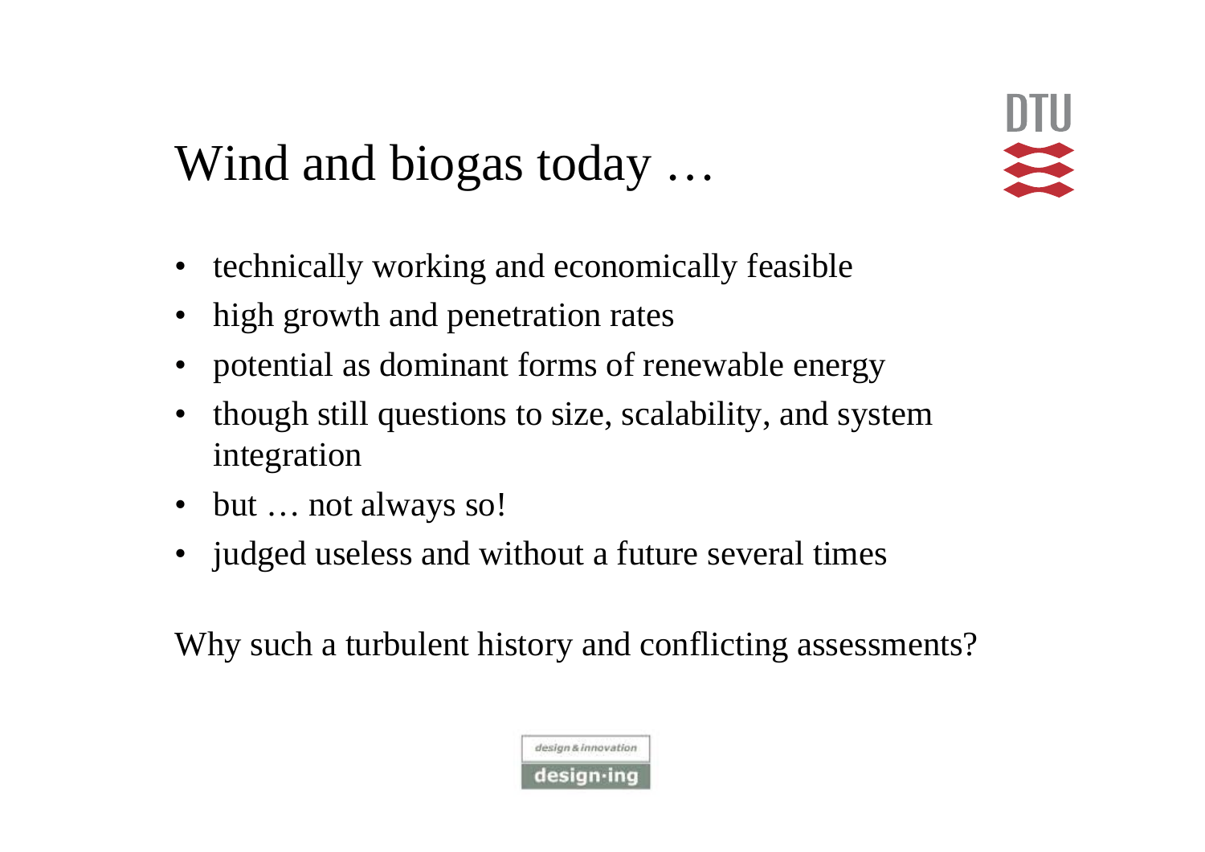# Wind and biogas today …

- technically working and economically feasible
- high growth and penetration rates
- potential as dominant forms of renewable energy
- though still questions to size, scalability, and system integration
- but … not always so!
- judged useless and without a future several times

Why such a turbulent history and conflicting assessments?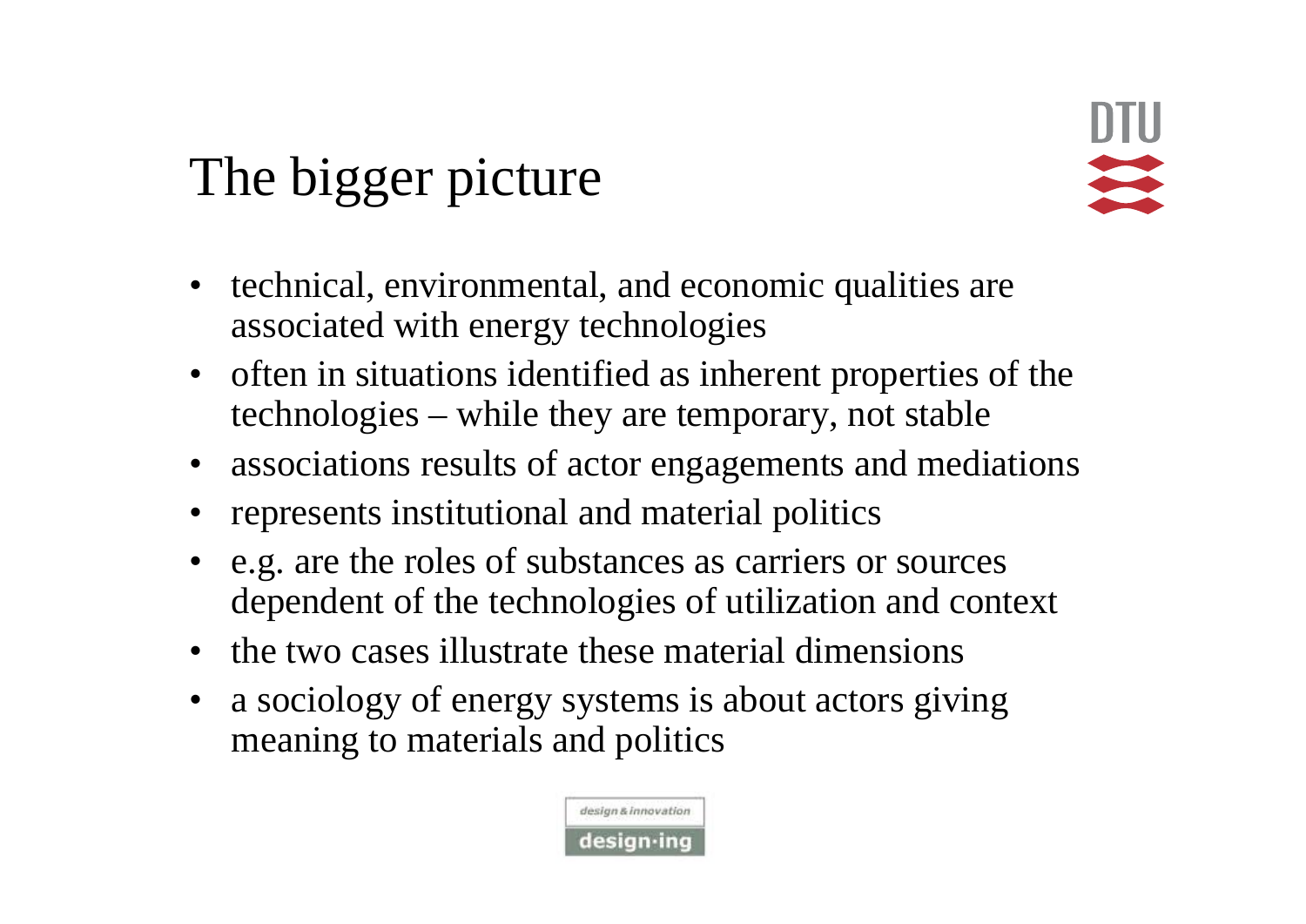# The bigger picture

- technical, environmental, and economic qualities are associated with energy technologies
- often in situations identified as inherent properties of the technologies – while they are temporary, not stable
- associations results of actor engagements and mediations
- represents institutional and material politics
- e.g. are the roles of substances as carriers or sources dependent of the technologies of utilization and context
- the two cases illustrate these material dimensions
- a sociology of energy systems is about actors giving meaning to materials and politics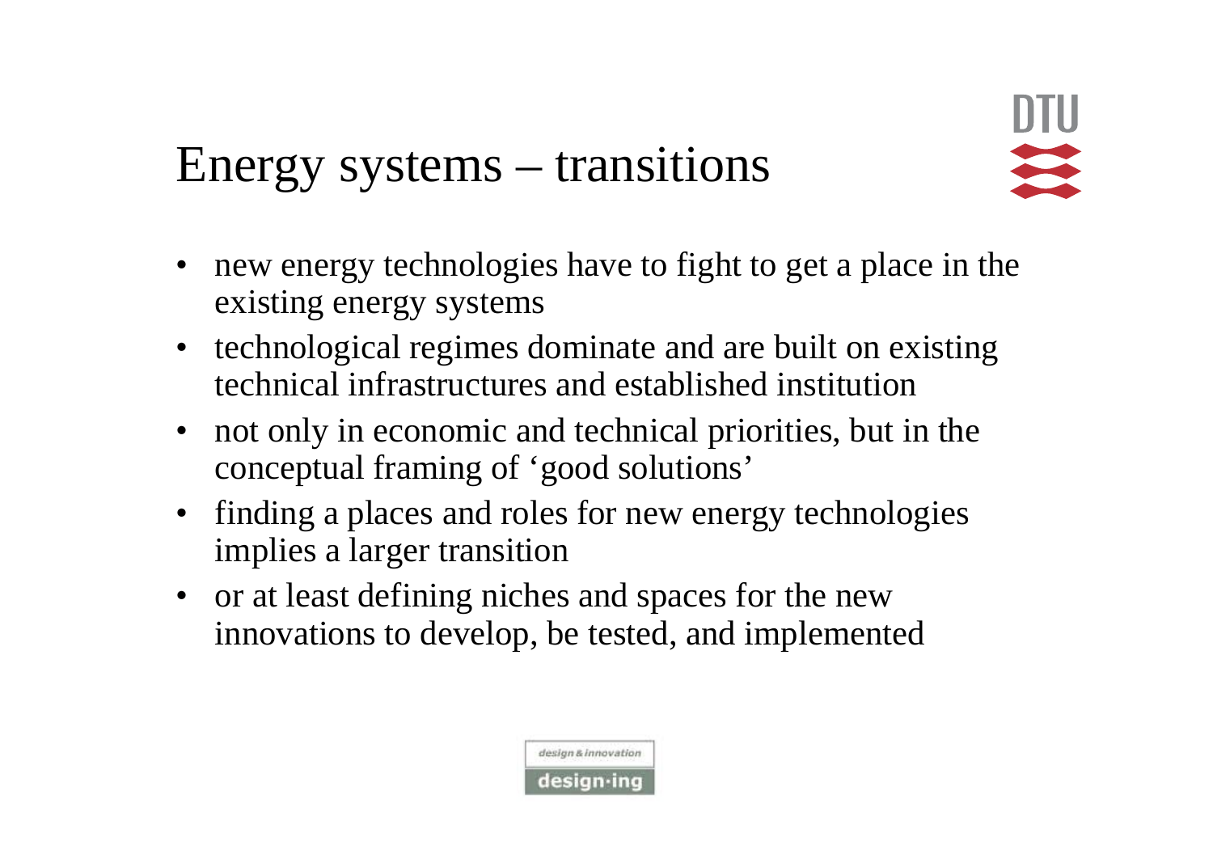# Energy systems – transitions

- new energy technologies have to fight to get a place in the existing energy systems
- technological regimes dominate and are built on existing technical infrastructures and established institution
- not only in economic and technical priorities, but in the conceptual framing of 'good solutions'
- finding a places and roles for new energy technologies implies a larger transition
- or at least defining niches and spaces for the new innovations to develop, be tested, and implemented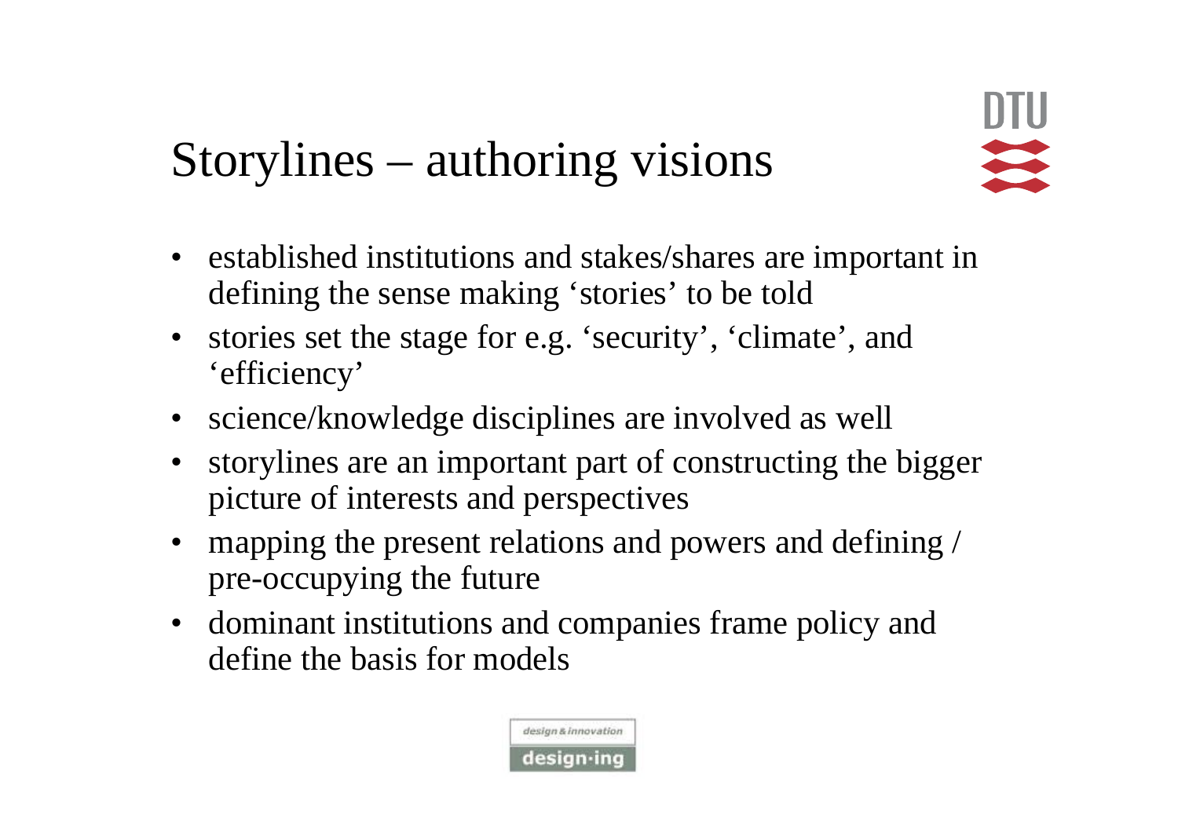# Storylines – authoring visions

- established institutions and stakes/shares are important in defining the sense making ‘stories’ to be told
- stories set the stage for e.g. ‘security’, ‘climate’, and ‘efficiency’
- science/knowledge disciplines are involved as well
- storylines are an important part of constructing the bigger picture of interests and perspectives
- mapping the present relations and powers and defining / pre-occupying the future
- dominant institutions and companies frame policy and define the basis for models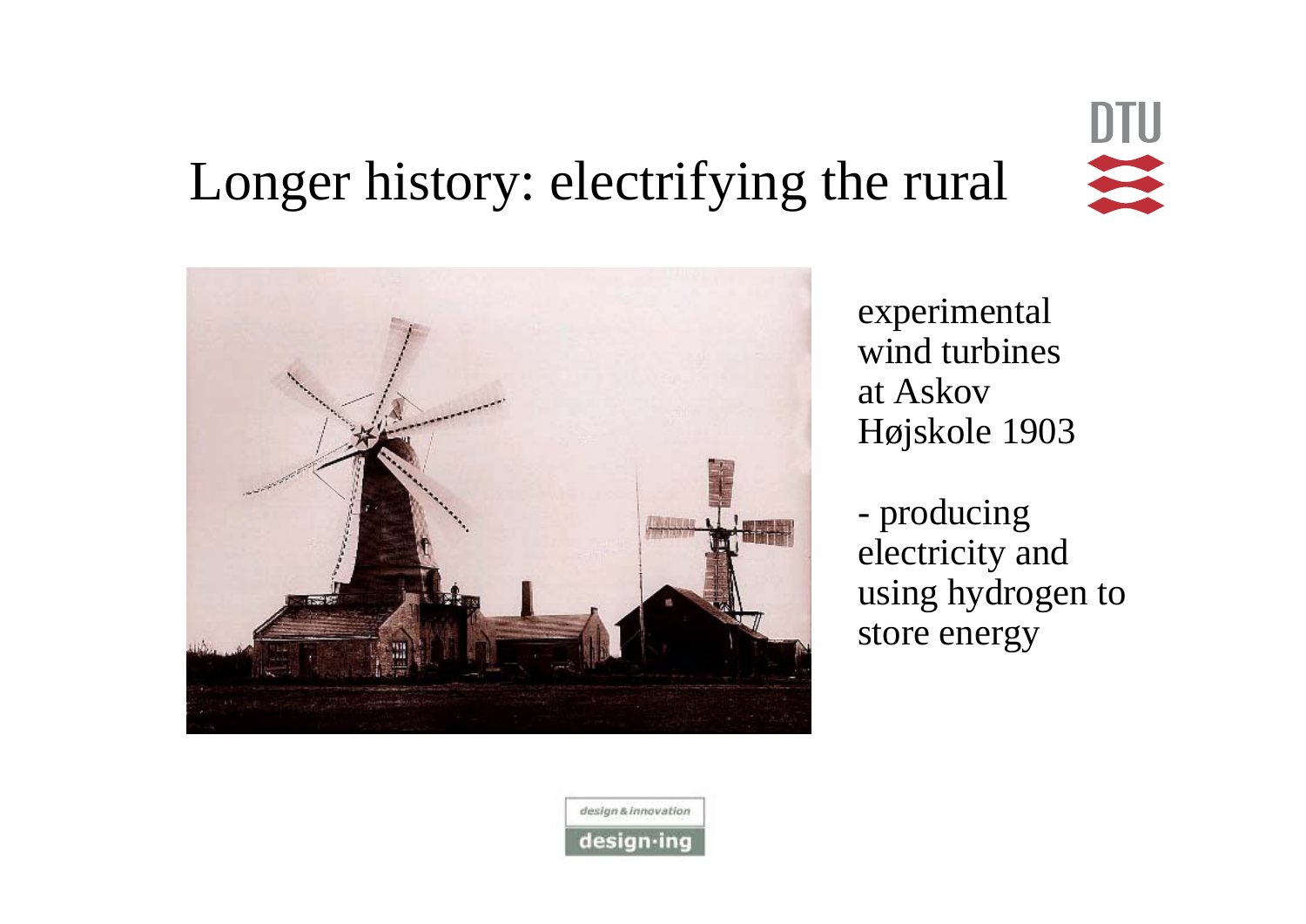# Longer history: electrifying the rural

experimental wind turbines at Askov Højskole 1903

- producing electricity and using hydrogen to store energy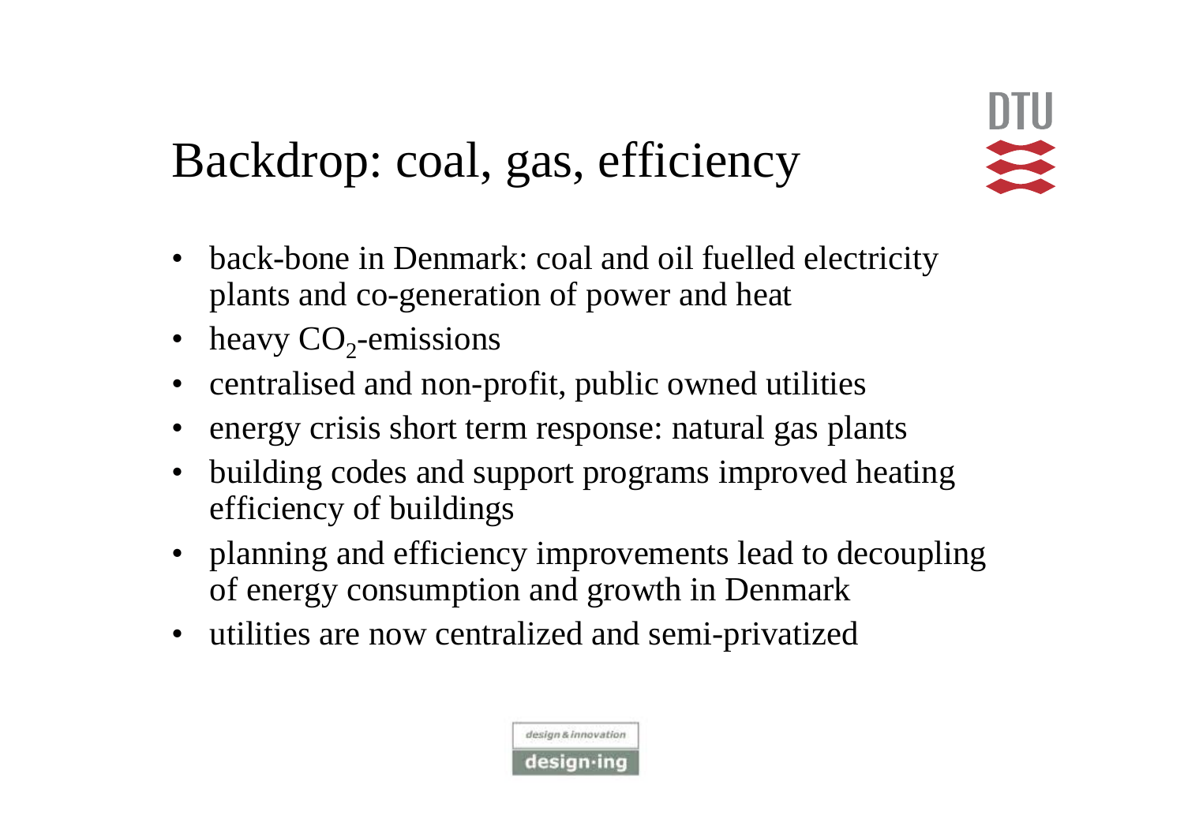# Backdrop: coal, gas, efficiency

- back-bone in Denmark: coal and oil fuelled electricity plants and co-generation of power and heat
- heavy $CO_2$-emissions
- centralised and non-profit, public owned utilities
- energy crisis short term response: natural gas plants
- building codes and support programs improved heating efficiency of buildings
- planning and efficiency improvements lead to decoupling of energy consumption and growth in Denmark
- utilities are now centralized and semi-privatized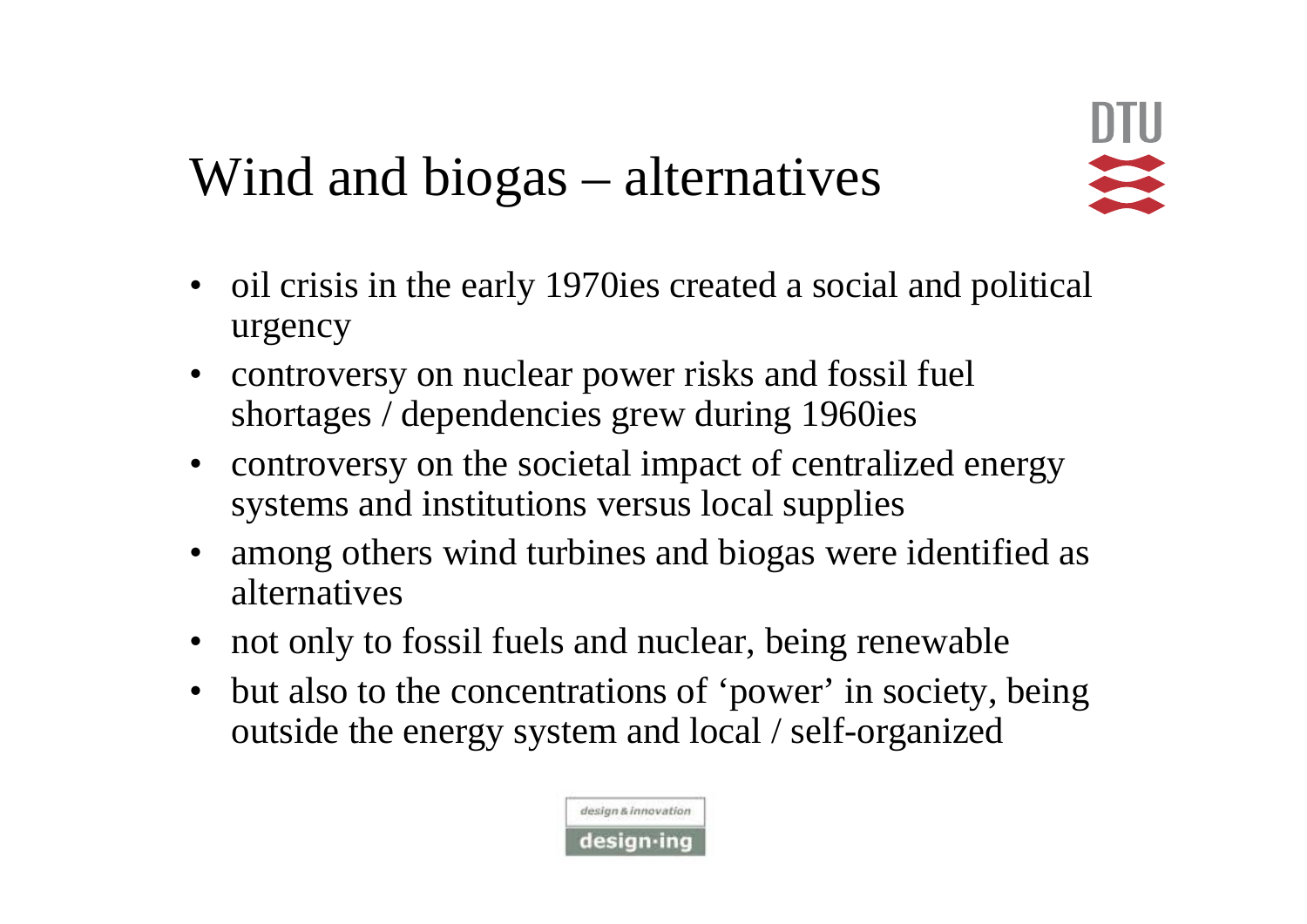# Wind and biogas – alternatives

- oil crisis in the early 1970ies created a social and political urgency
- controversy on nuclear power risks and fossil fuel shortages / dependencies grew during 1960ies
- controversy on the societal impact of centralized energy systems and institutions versus local supplies
- among others wind turbines and biogas were identified as alternatives
- not only to fossil fuels and nuclear, being renewable
- but also to the concentrations of 'power' in society, being outside the energy system and local / self-organized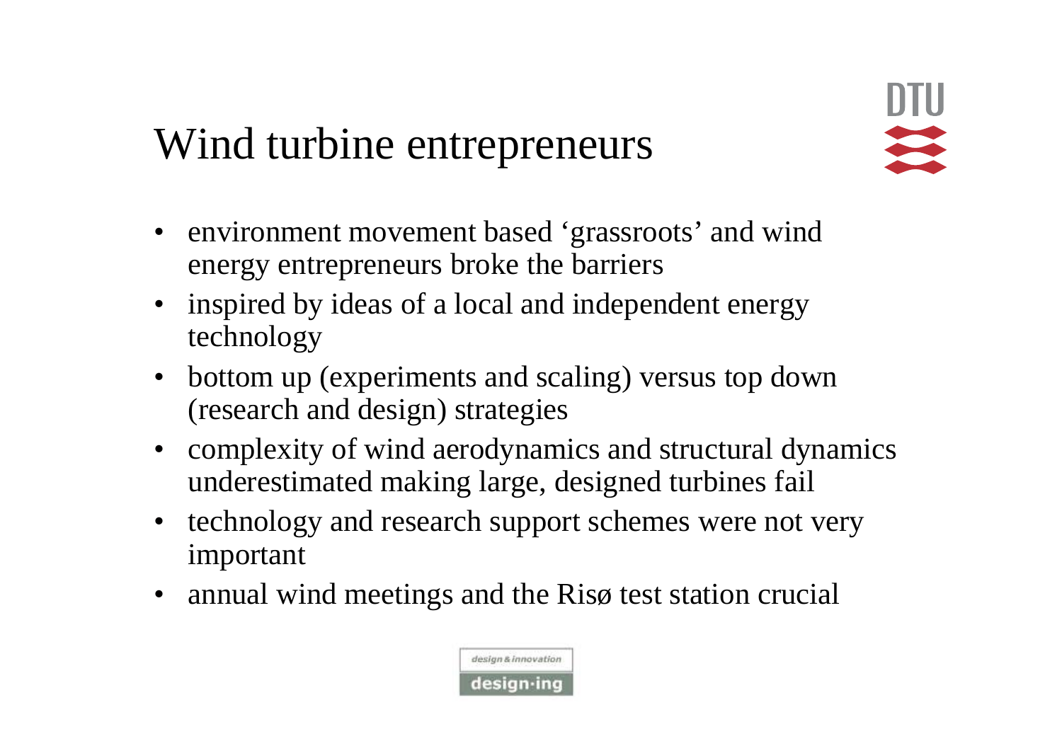# Wind turbine entrepreneurs

- environment movement based ‘grassroots’ and wind energy entrepreneurs broke the barriers
- inspired by ideas of a local and independent energy technology
- bottom up (experiments and scaling) versus top down (research and design) strategies
- complexity of wind aerodynamics and structural dynamics underestimated making large, designed turbines fail
- technology and research support schemes were not very important
- annual wind meetings and the Risø test station crucial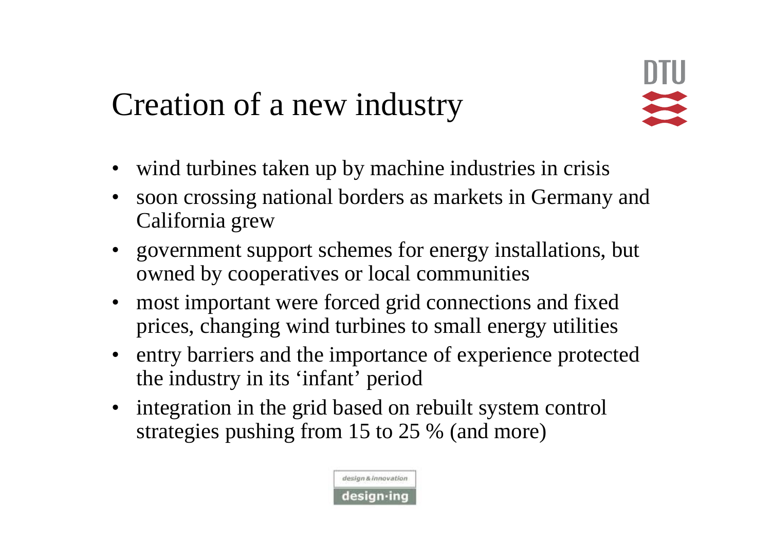# Creation of a new industry

- wind turbines taken up by machine industries in crisis
- soon crossing national borders as markets in Germany and California grew
- government support schemes for energy installations, but owned by cooperatives or local communities
- most important were forced grid connections and fixed prices, changing wind turbines to small energy utilities
- entry barriers and the importance of experience protected the industry in its 'infant' period
- integration in the grid based on rebuilt system control strategies pushing from 15 to 25 % (and more)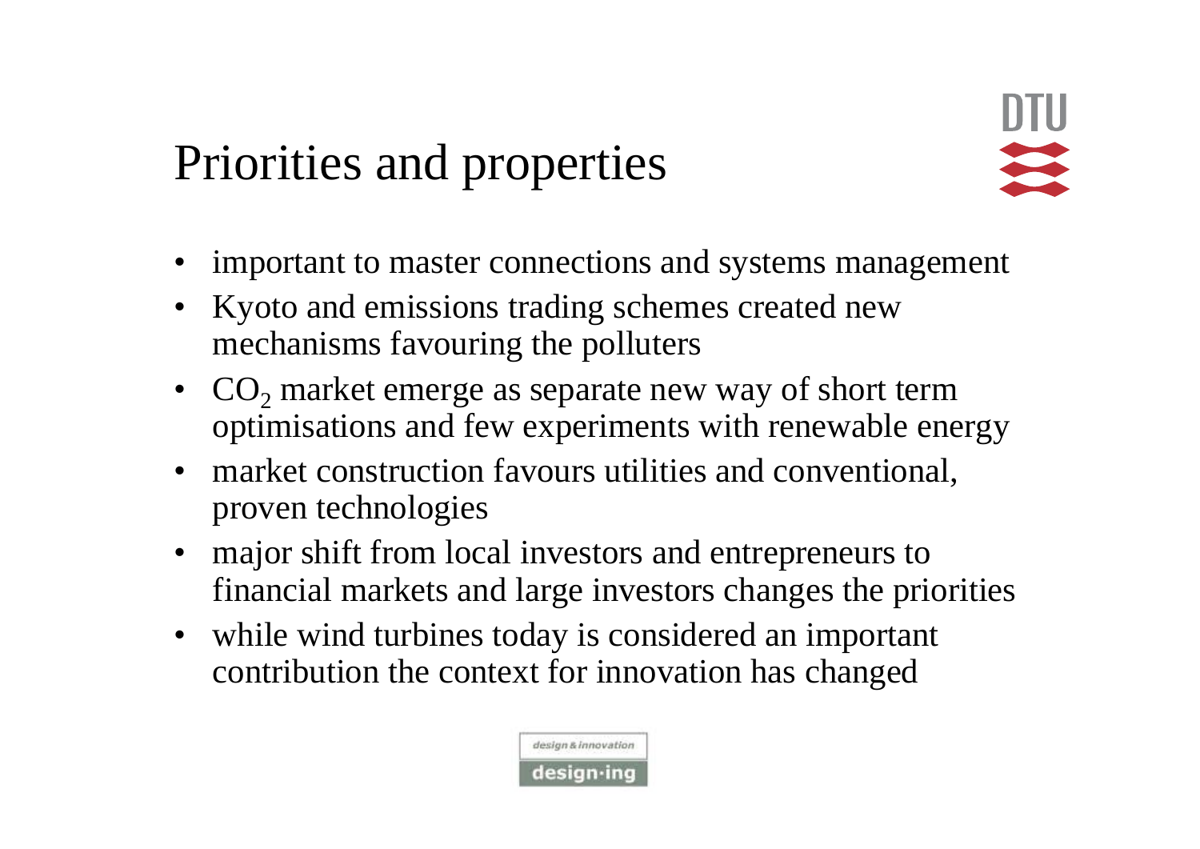# Priorities and properties

- important to master connections and systems management
- Kyoto and emissions trading schemes created new mechanisms favouring the polluters
- $CO_2$ market emerge as separate new way of short term optimisations and few experiments with renewable energy
- market construction favours utilities and conventional, proven technologies
- major shift from local investors and entrepreneurs to financial markets and large investors changes the priorities
- while wind turbines today is considered an important contribution the context for innovation has changed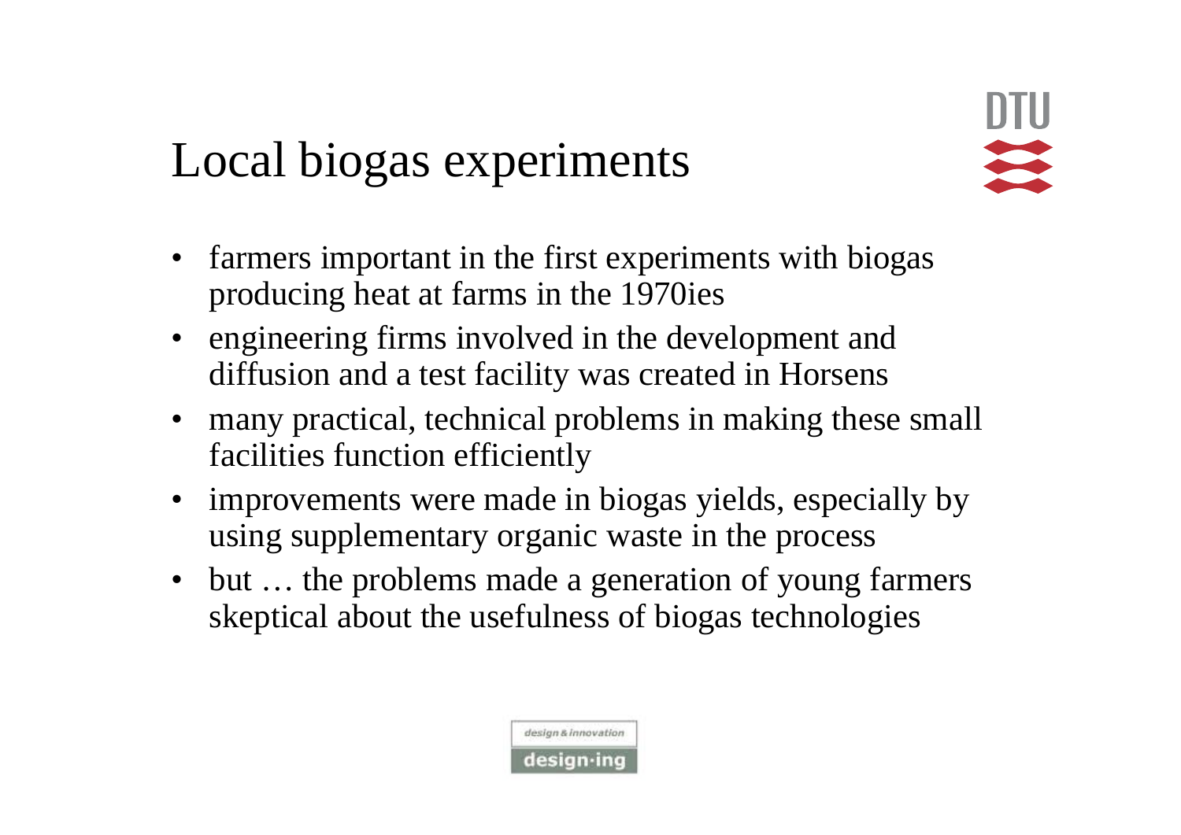# Local biogas experiments

- farmers important in the first experiments with biogas producing heat at farms in the 1970ies
- engineering firms involved in the development and diffusion and a test facility was created in Horsens
- many practical, technical problems in making these small facilities function efficiently
- improvements were made in biogas yields, especially by using supplementary organic waste in the process
- but … the problems made a generation of young farmers skeptical about the usefulness of biogas technologies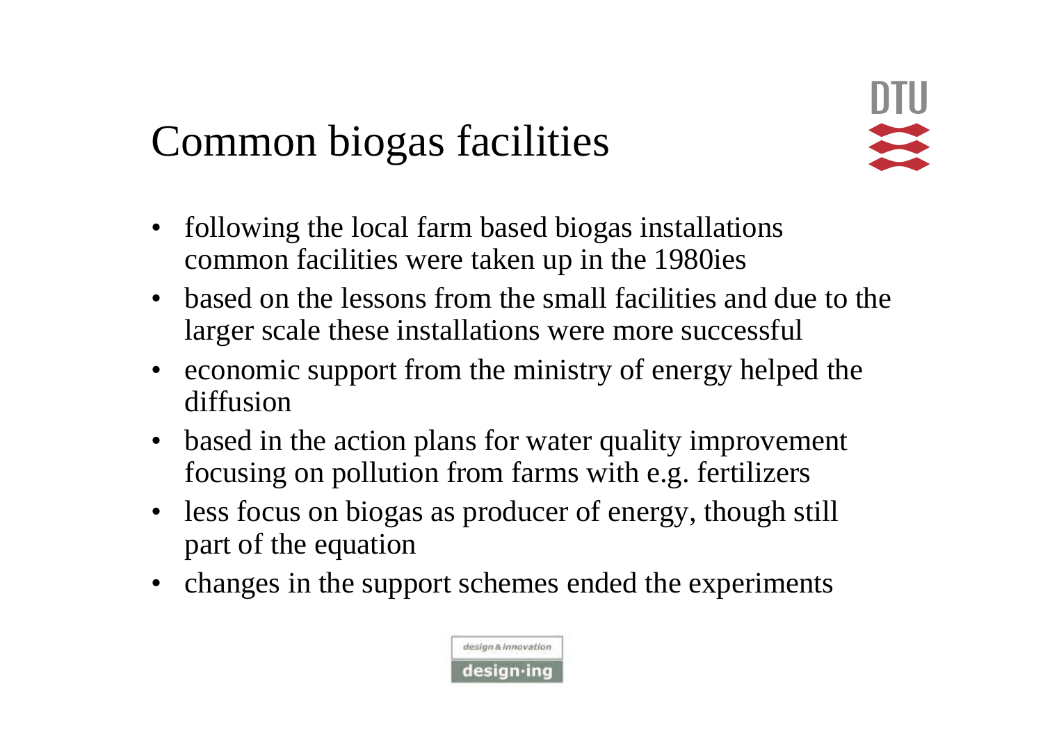# Common biogas facilities

- following the local farm based biogas installations common facilities were taken up in the 1980ies
- based on the lessons from the small facilities and due to the larger scale these installations were more successful
- economic support from the ministry of energy helped the diffusion
- based in the action plans for water quality improvement focusing on pollution from farms with e.g. fertilizers
- less focus on biogas as producer of energy, though still part of the equation
- changes in the support schemes ended the experiments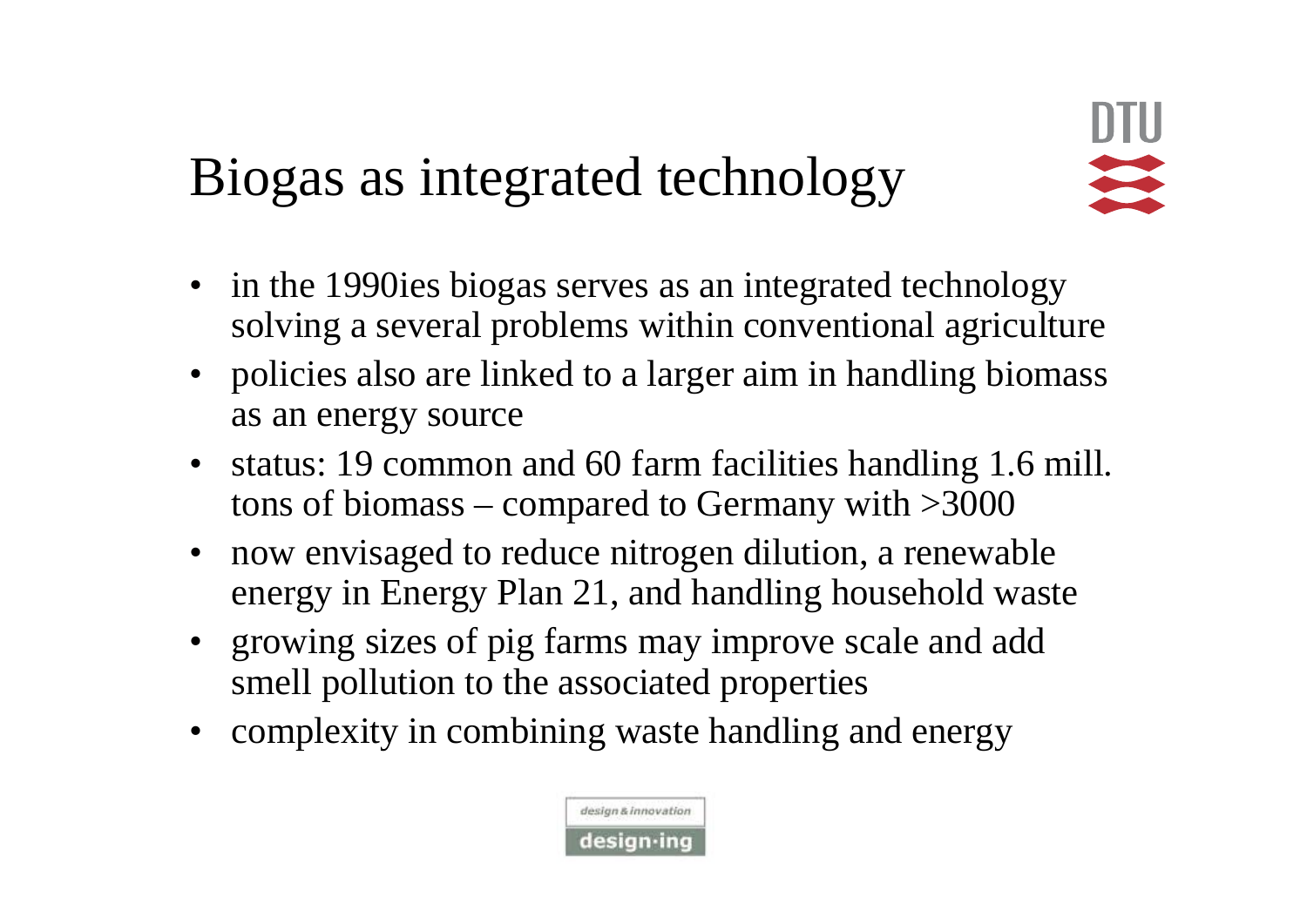# Biogas as integrated technology

- in the 1990ies biogas serves as an integrated technology solving a several problems within conventional agriculture
- policies also are linked to a larger aim in handling biomass as an energy source
- status: 19 common and 60 farm facilities handling 1.6 mill. tons of biomass – compared to Germany with >3000
- now envisaged to reduce nitrogen dilution, a renewable energy in Energy Plan 21, and handling household waste
- growing sizes of pig farms may improve scale and add smell pollution to the associated properties
- complexity in combining waste handling and energy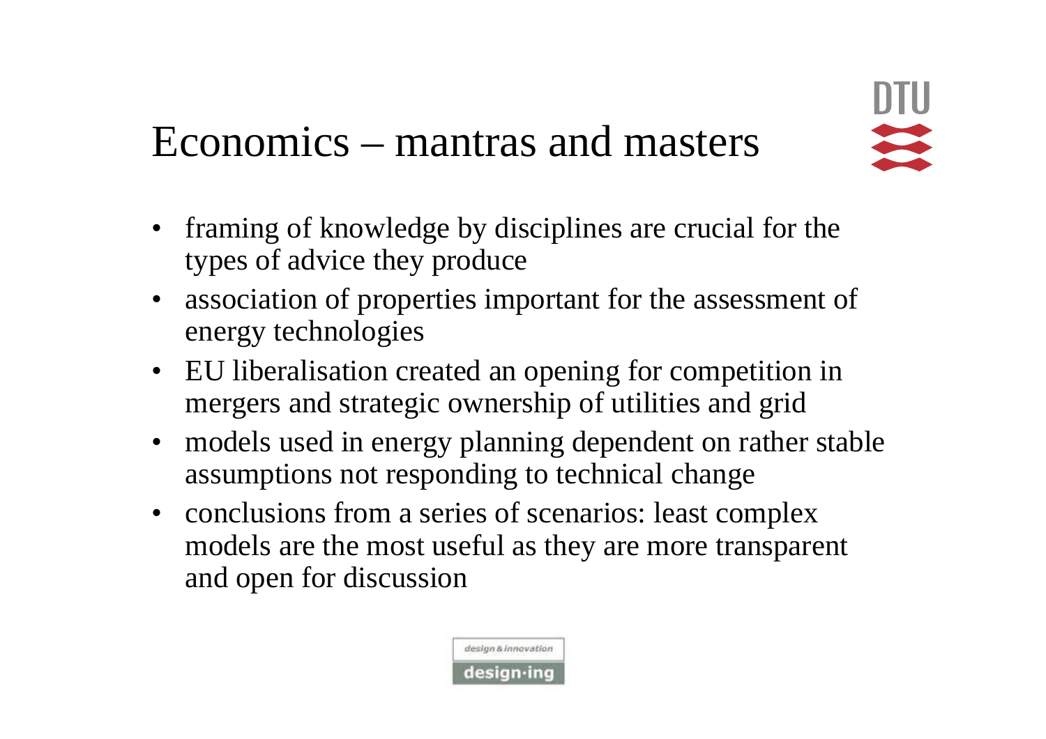# Economics – mantras and masters

- framing of knowledge by disciplines are crucial for the types of advice they produce
- association of properties important for the assessment of energy technologies
- EU liberalisation created an opening for competition in mergers and strategic ownership of utilities and grid
- models used in energy planning dependent on rather stable assumptions not responding to technical change
- conclusions from a series of scenarios: least complex models are the most useful as they are more transparent and open for discussion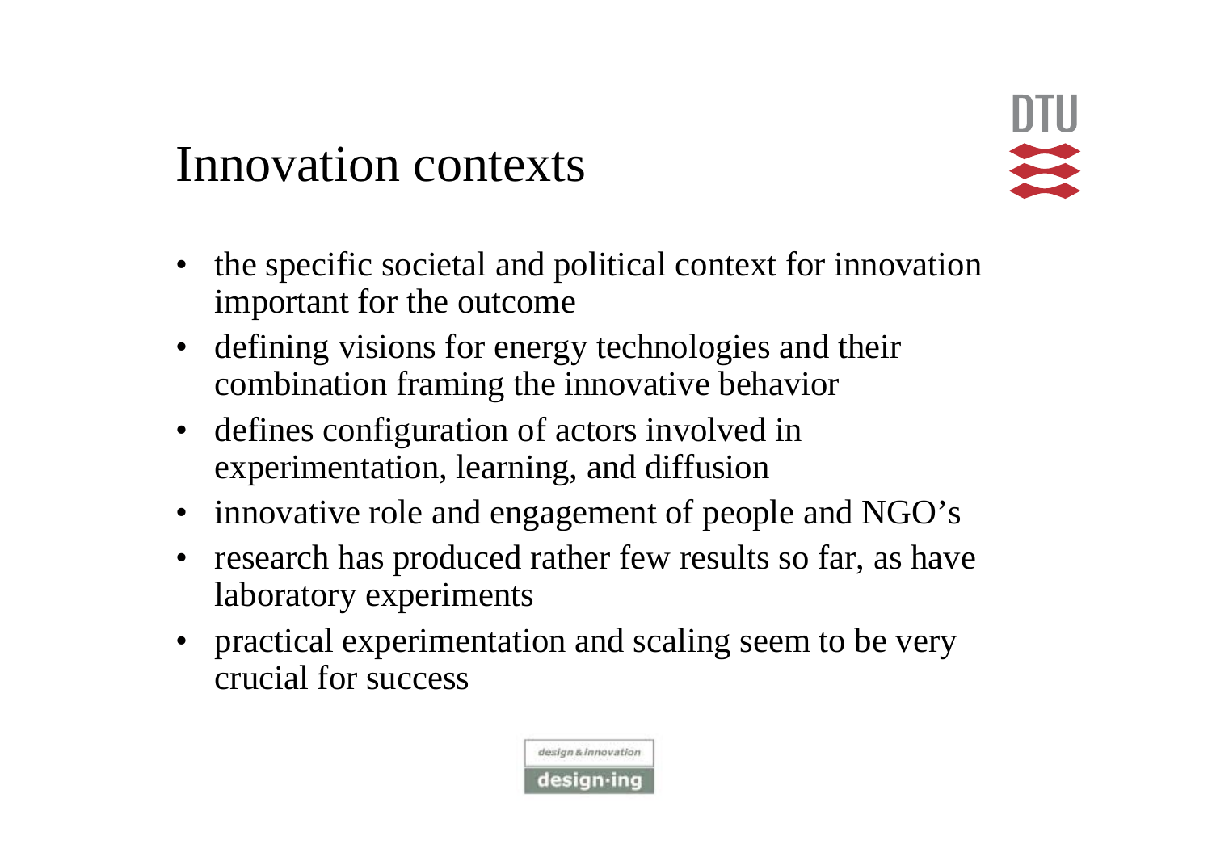# Innovation contexts

- the specific societal and political context for innovation important for the outcome
- defining visions for energy technologies and their combination framing the innovative behavior
- defines configuration of actors involved in experimentation, learning, and diffusion
- innovative role and engagement of people and NGO's
- research has produced rather few results so far, as have laboratory experiments
- practical experimentation and scaling seem to be very crucial for success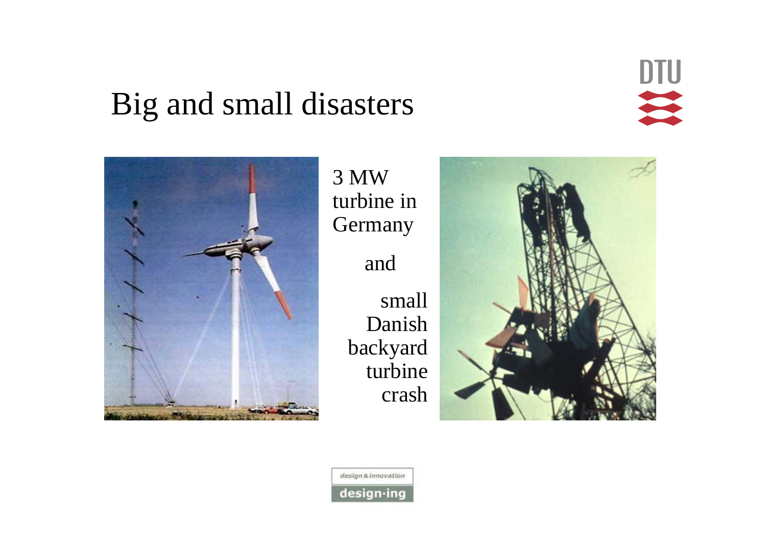# Big and small disasters

3 MW turbine in Germany

and

small Danish backyard turbine crash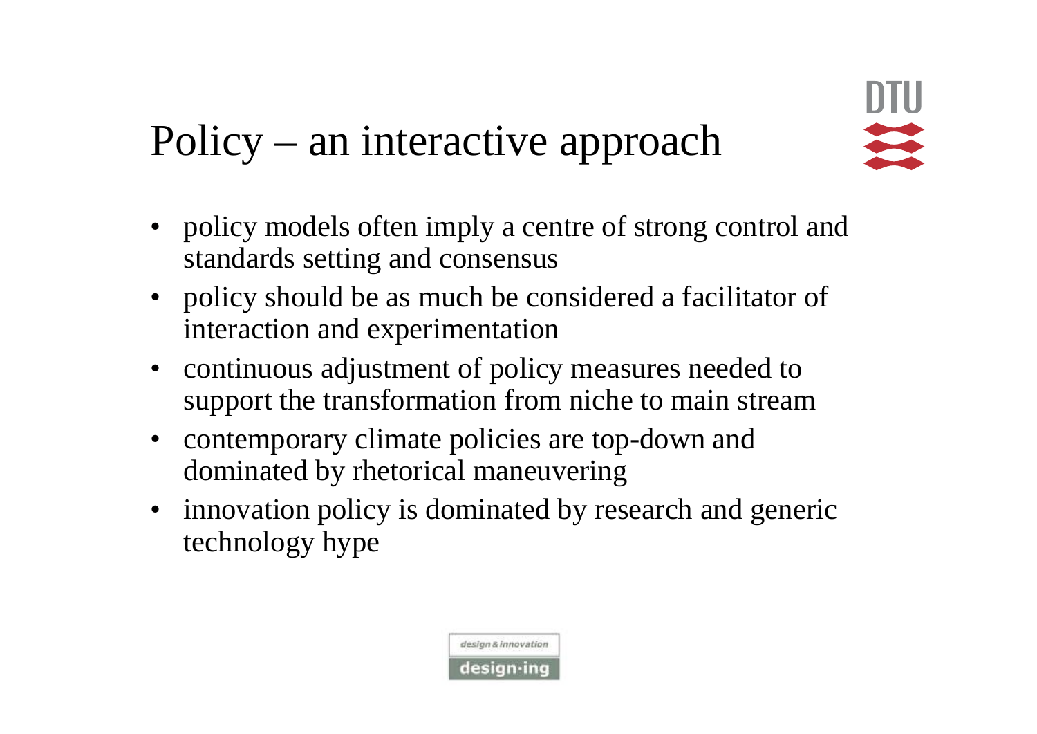# Policy – an interactive approach

- policy models often imply a centre of strong control and standards setting and consensus
- policy should be as much be considered a facilitator of interaction and experimentation
- continuous adjustment of policy measures needed to support the transformation from niche to main stream
- contemporary climate policies are top-down and dominated by rhetorical maneuvering
- innovation policy is dominated by research and generic technology hype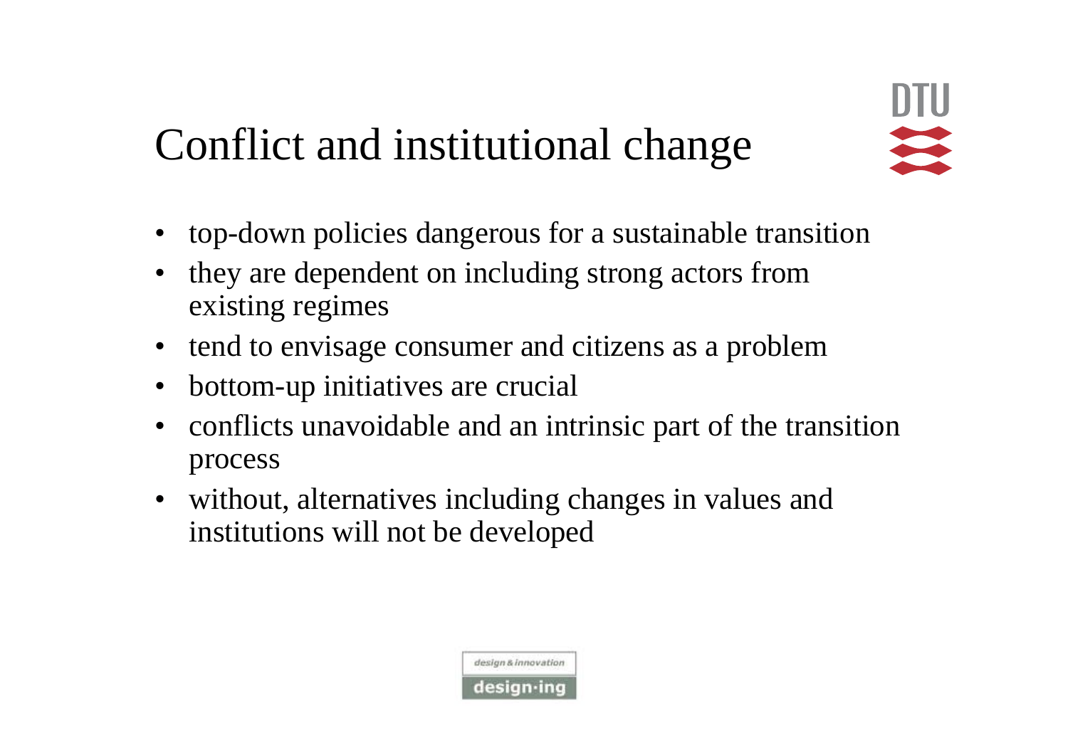# Conflict and institutional change

- top-down policies dangerous for a sustainable transition
- they are dependent on including strong actors from existing regimes
- tend to envisage consumer and citizens as a problem
- bottom-up initiatives are crucial
- conflicts unavoidable and an intrinsic part of the transition process
- without, alternatives including changes in values and institutions will not be developed